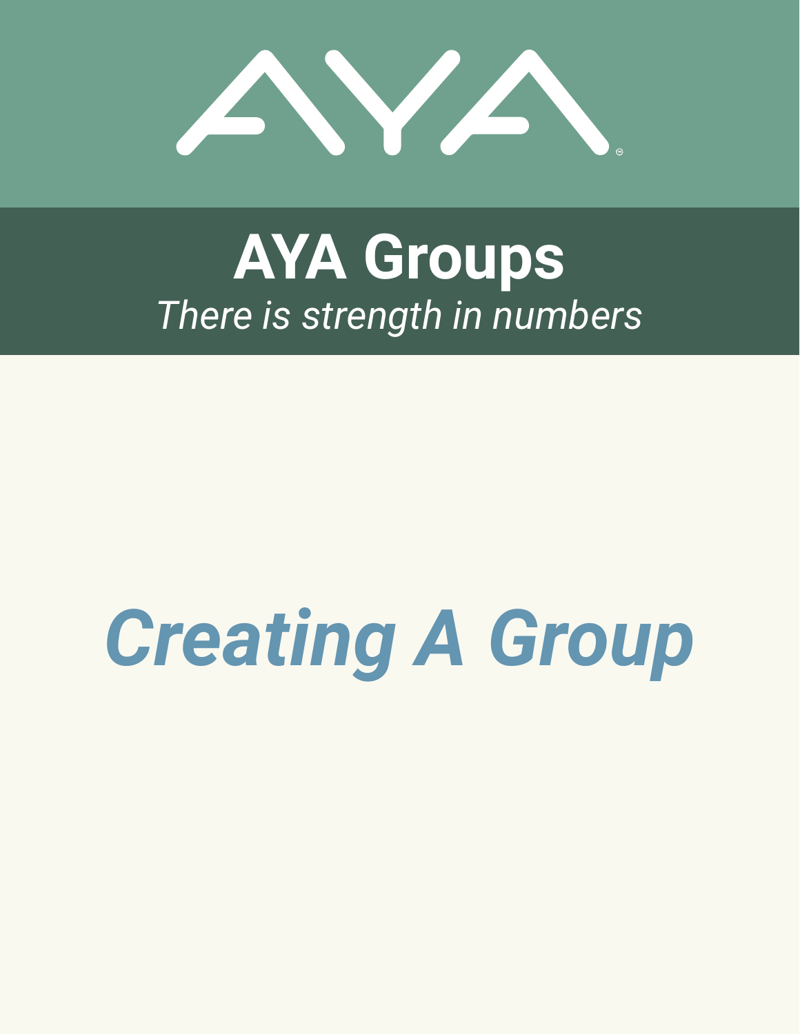# AYA Groups

*There is strength in numbers*

# *Creating A Group*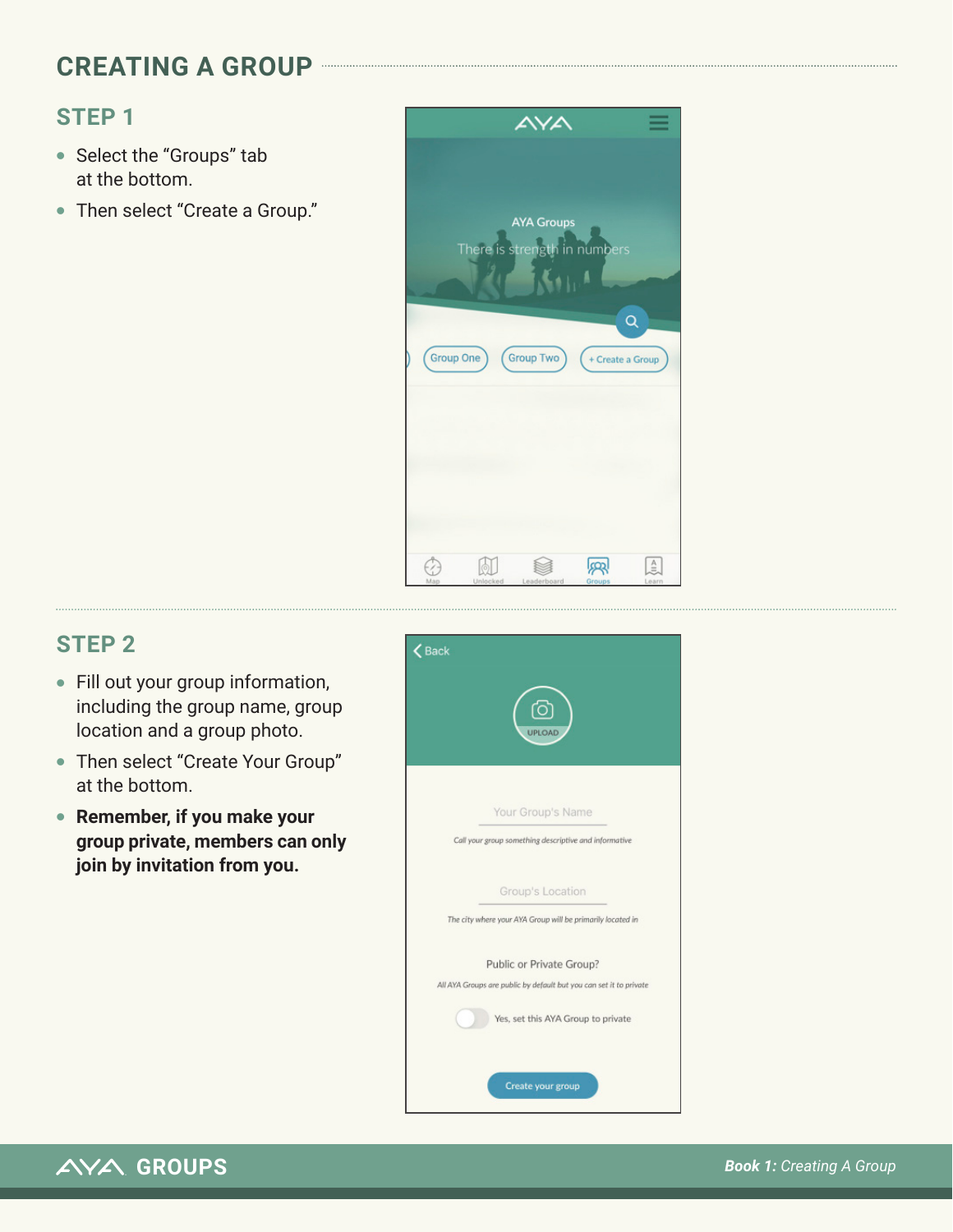# CREATING A GROUP

## STEP 1

- Select the "Groups" tab at the bottom.
- Then select "Create a Group."

## STEP 2

- Fill out your group information, including the group name, group location and a group photo.
- Then select "Create Your Group" at the bottom.
- **Remember, if you make your group private, members can only join by invitation from you.**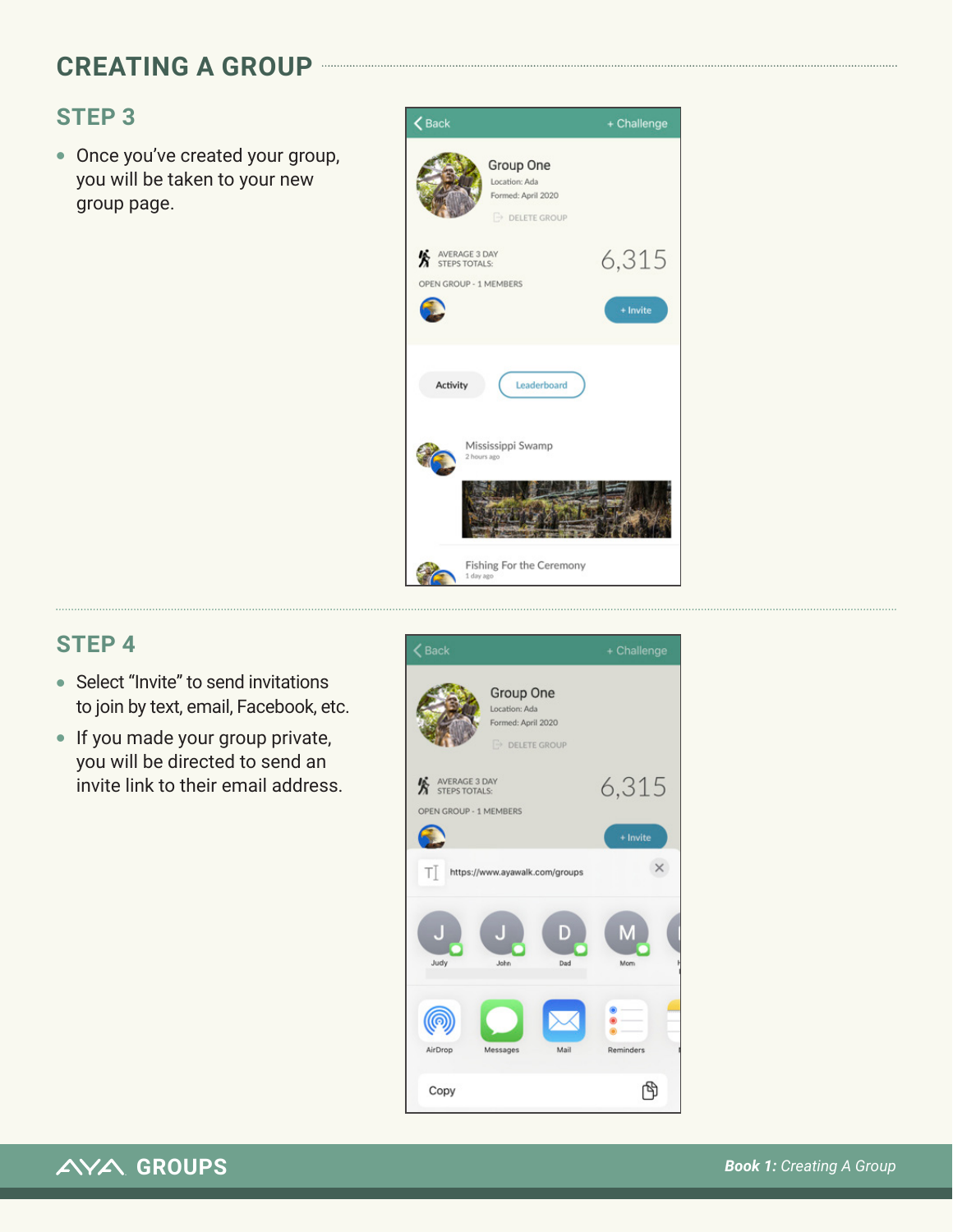## CREATING A GROUP

### STEP 3

- Once you've created your group, you will be taken to your new group page.

### STEP 4

- Select "Invite" to send invitations to join by text, email, Facebook, etc.
- If you made your group private, you will be directed to send an invite link to their email address.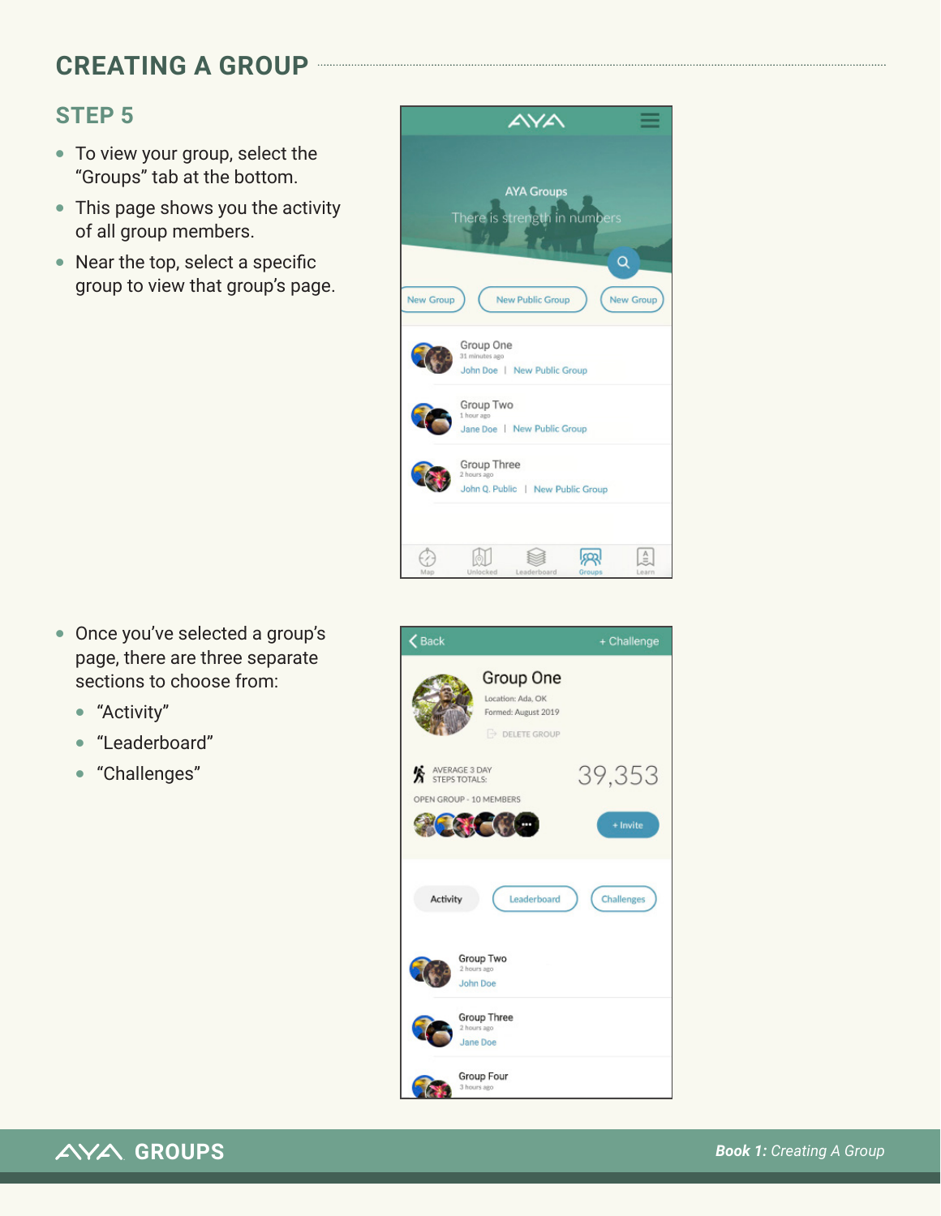## CREATING A GROUP

### STEP 5

- To view your group, select the "Groups" tab at the bottom.
- This page shows you the activity of all group members.
- Near the top, select a specific group to view that group's page.

- Once you've selected a group's page, there are three separate sections to choose from:
  - "Activity"
  - "Leaderboard"
  - "Challenges"